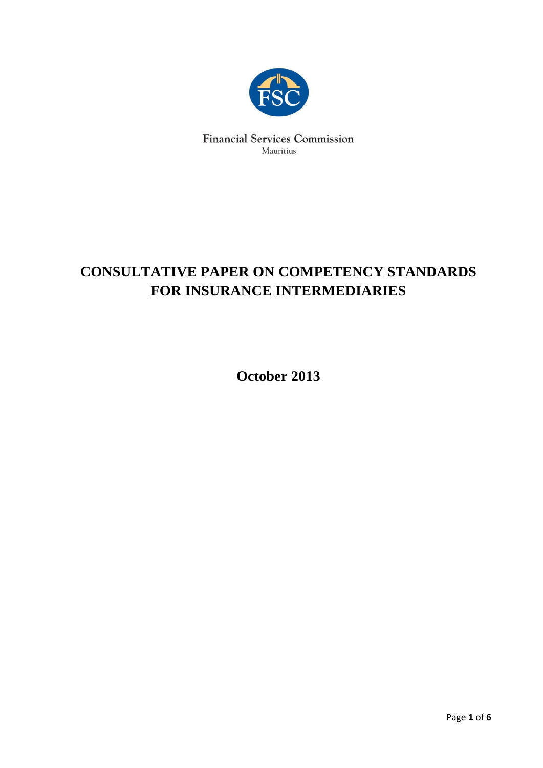Financial Services Commission

Mauritius

# CONSULTATIVE PAPER ON COMPETENCY STANDARDS FOR INSURANCE INTERMEDIARIES

**October 2013**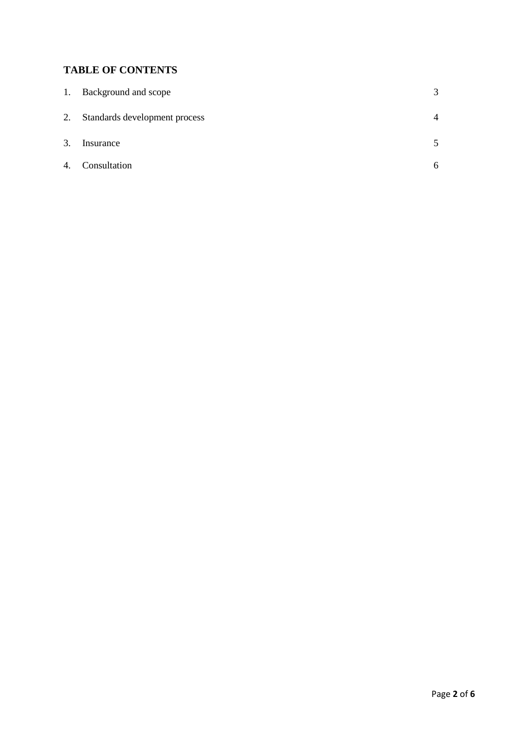## TABLE OF CONTENTS

| | | |
|---|---|---|
| 1. | Background and scope | 3 |
| 2. | Standards development process | 4 |
| 3. | Insurance | 5 |
| 4. | Consultation | 6 |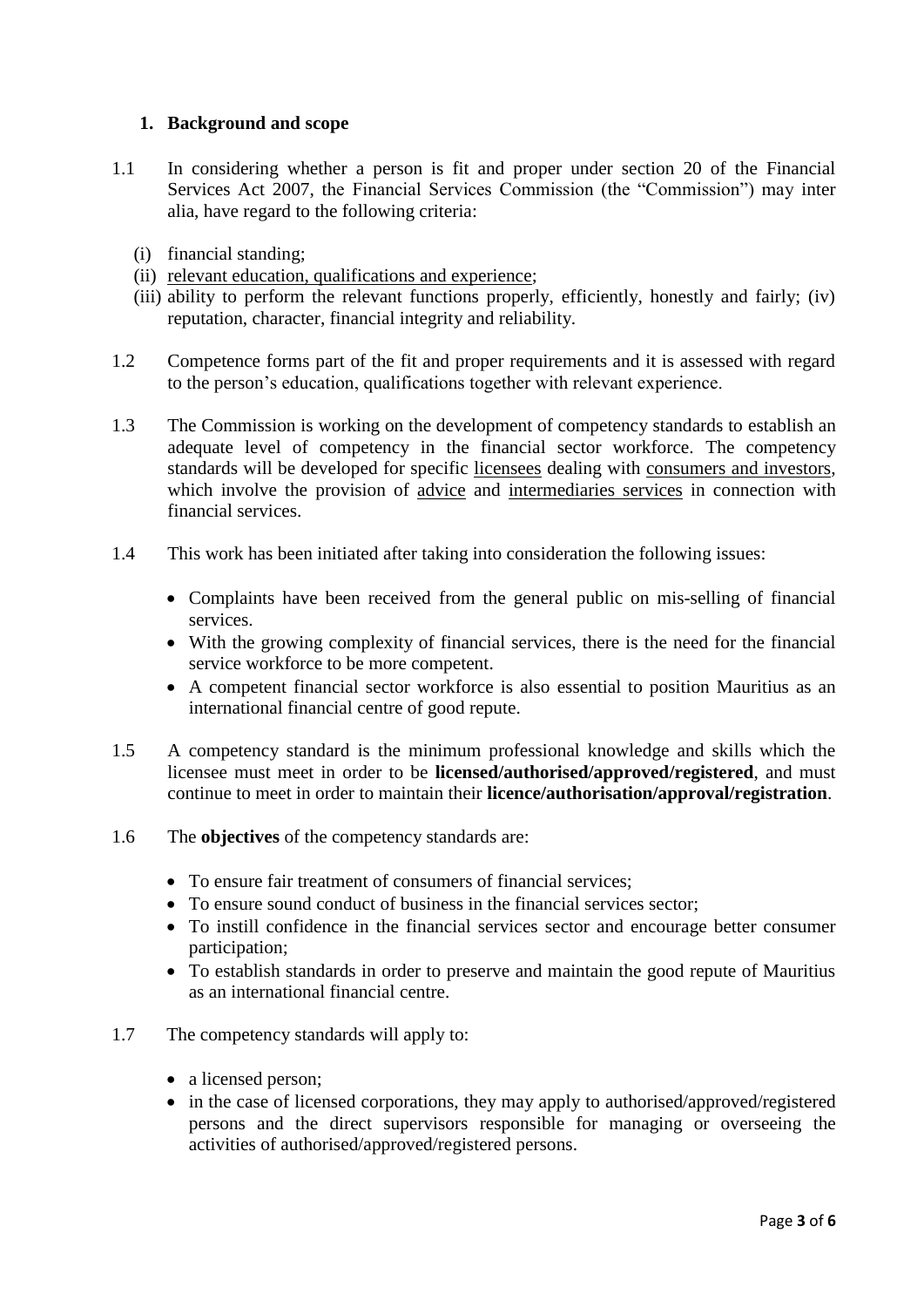## 1. Background and scope

1.1 In considering whether a person is fit and proper under section 20 of the Financial Services Act 2007, the Financial Services Commission (the "Commission") may inter alia, have regard to the following criteria:

(i) financial standing;
(ii) relevant education, qualifications and experience;
(iii) ability to perform the relevant functions properly, efficiently, honestly and fairly; (iv) reputation, character, financial integrity and reliability.

1.2 Competence forms part of the fit and proper requirements and it is assessed with regard to the person's education, qualifications together with relevant experience.

1.3 The Commission is working on the development of competency standards to establish an adequate level of competency in the financial sector workforce. The competency standards will be developed for specific licensees dealing with consumers and investors, which involve the provision of advice and intermediaries services in connection with financial services.

1.4 This work has been initiated after taking into consideration the following issues:

- Complaints have been received from the general public on mis-selling of financial services.
- With the growing complexity of financial services, there is the need for the financial service workforce to be more competent.
- A competent financial sector workforce is also essential to position Mauritius as an international financial centre of good repute.

1.5 A competency standard is the minimum professional knowledge and skills which the licensee must meet in order to be **licensed/authorised/approved/registered**, and must continue to meet in order to maintain their **licence/authorisation/approval/registration**.

1.6 The **objectives** of the competency standards are:

- To ensure fair treatment of consumers of financial services;
- To ensure sound conduct of business in the financial services sector;
- To instill confidence in the financial services sector and encourage better consumer participation;
- To establish standards in order to preserve and maintain the good repute of Mauritius as an international financial centre.

1.7 The competency standards will apply to:

- a licensed person;
- in the case of licensed corporations, they may apply to authorised/approved/registered persons and the direct supervisors responsible for managing or overseeing the activities of authorised/approved/registered persons.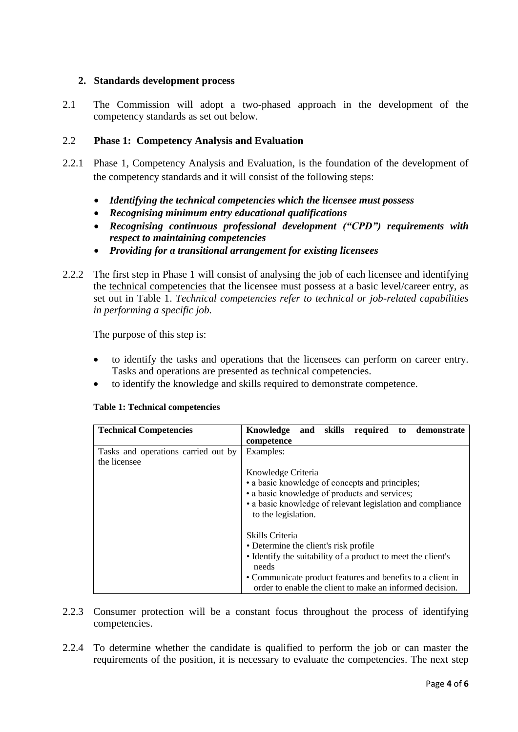## 2. Standards development process

2.1 The Commission will adopt a two-phased approach in the development of the competency standards as set out below.

### 2.2 Phase 1: Competency Analysis and Evaluation

2.2.1 Phase 1, Competency Analysis and Evaluation, is the foundation of the development of the competency standards and it will consist of the following steps:

- ***Identifying the technical competencies which the licensee must possess***
- ***Recognising minimum entry educational qualifications***
- ***Recognising continuous professional development ("CPD") requirements with respect to maintaining competencies***
- ***Providing for a transitional arrangement for existing licensees***

2.2.2 The first step in Phase 1 will consist of analysing the job of each licensee and identifying the technical competencies that the licensee must possess at a basic level/career entry, as set out in Table 1. *Technical competencies refer to technical or job-related capabilities in performing a specific job.*

The purpose of this step is:

- to identify the tasks and operations that the licensees can perform on career entry. Tasks and operations are presented as technical competencies.
- to identify the knowledge and skills required to demonstrate competence.

**Table 1: Technical competencies**

| Technical Competencies | Knowledge and skills required to demonstrate competence |
|---|---|
| Tasks and operations carried out by the licensee | Examples:<br><br>Knowledge Criteria<br>• a basic knowledge of concepts and principles;<br>• a basic knowledge of products and services;<br>• a basic knowledge of relevant legislation and compliance to the legislation.<br><br>Skills Criteria<br>• Determine the client's risk profile<br>• Identify the suitability of a product to meet the client's needs<br>• Communicate product features and benefits to a client in order to enable the client to make an informed decision. |

2.2.3 Consumer protection will be a constant focus throughout the process of identifying competencies.

2.2.4 To determine whether the candidate is qualified to perform the job or can master the requirements of the position, it is necessary to evaluate the competencies. The next step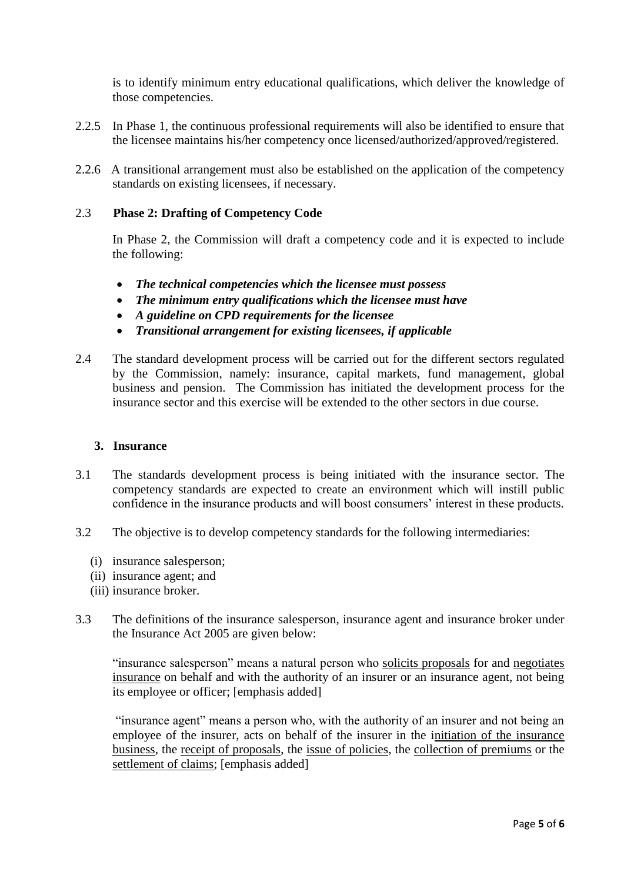is to identify minimum entry educational qualifications, which deliver the knowledge of those competencies.

2.2.5 In Phase 1, the continuous professional requirements will also be identified to ensure that the licensee maintains his/her competency once licensed/authorized/approved/registered.

2.2.6 A transitional arrangement must also be established on the application of the competency standards on existing licensees, if necessary.

2.3 **Phase 2: Drafting of Competency Code**

In Phase 2, the Commission will draft a competency code and it is expected to include the following:

- ***The technical competencies which the licensee must possess***
- ***The minimum entry qualifications which the licensee must have***
- ***A guideline on CPD requirements for the licensee***
- ***Transitional arrangement for existing licensees, if applicable***

2.4 The standard development process will be carried out for the different sectors regulated by the Commission, namely: insurance, capital markets, fund management, global business and pension. The Commission has initiated the development process for the insurance sector and this exercise will be extended to the other sectors in due course.

## 3. Insurance

3.1 The standards development process is being initiated with the insurance sector. The competency standards are expected to create an environment which will instill public confidence in the insurance products and will boost consumers' interest in these products.

3.2 The objective is to develop competency standards for the following intermediaries:

(i) insurance salesperson;
(ii) insurance agent; and
(iii) insurance broker.

3.3 The definitions of the insurance salesperson, insurance agent and insurance broker under the Insurance Act 2005 are given below:

"insurance salesperson" means a natural person who <u>solicits proposals</u> for and <u>negotiates insurance</u> on behalf and with the authority of an insurer or an insurance agent, not being its employee or officer; [emphasis added]

"insurance agent" means a person who, with the authority of an insurer and not being an employee of the insurer, acts on behalf of the insurer in the <u>initiation of the insurance business</u>, the <u>receipt of proposals</u>, the <u>issue of policies</u>, the <u>collection of premiums</u> or the <u>settlement of claims</u>; [emphasis added]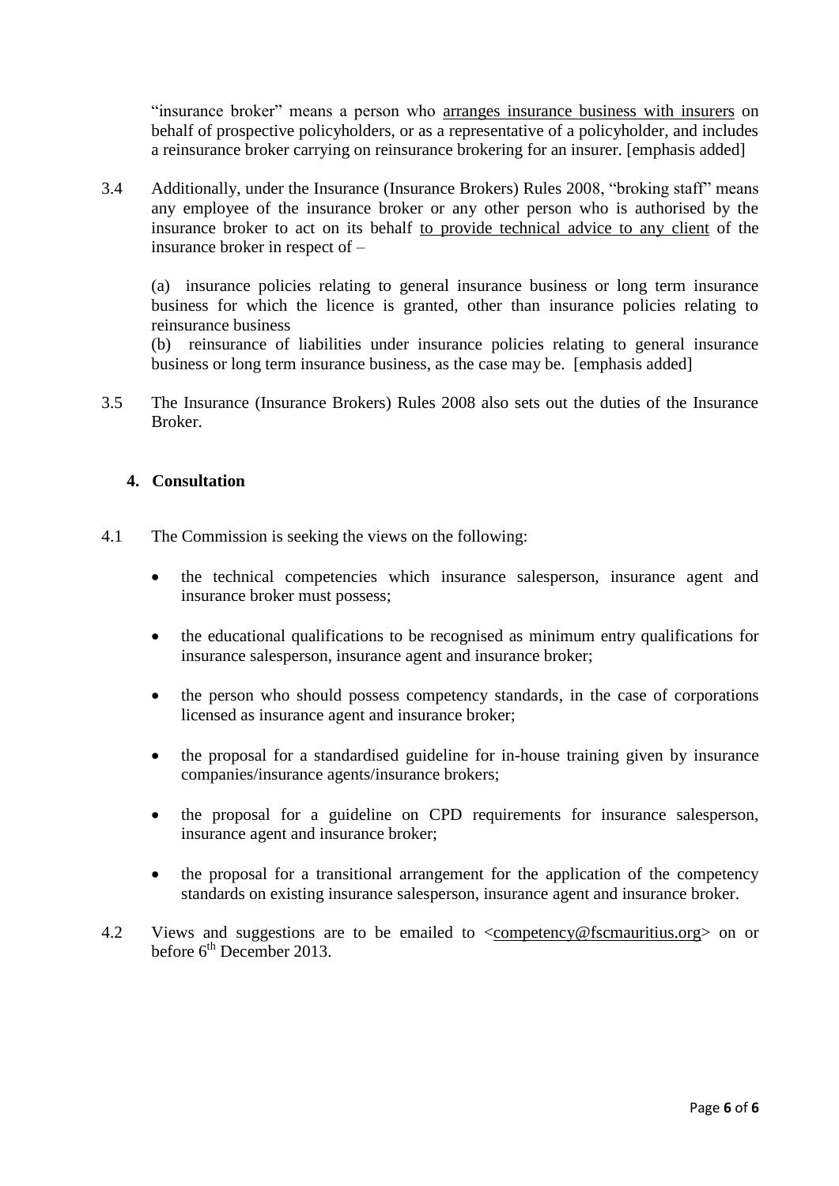"insurance broker" means a person who arranges insurance business with insurers on behalf of prospective policyholders, or as a representative of a policyholder, and includes a reinsurance broker carrying on reinsurance brokering for an insurer. [emphasis added]

3.4 Additionally, under the Insurance (Insurance Brokers) Rules 2008, "broking staff" means any employee of the insurance broker or any other person who is authorised by the insurance broker to act on its behalf to provide technical advice to any client of the insurance broker in respect of –

(a) insurance policies relating to general insurance business or long term insurance business for which the licence is granted, other than insurance policies relating to reinsurance business

(b) reinsurance of liabilities under insurance policies relating to general insurance business or long term insurance business, as the case may be. [emphasis added]

3.5 The Insurance (Insurance Brokers) Rules 2008 also sets out the duties of the Insurance Broker.

## 4. Consultation

4.1 The Commission is seeking the views on the following:

- the technical competencies which insurance salesperson, insurance agent and insurance broker must possess;
- the educational qualifications to be recognised as minimum entry qualifications for insurance salesperson, insurance agent and insurance broker;
- the person who should possess competency standards, in the case of corporations licensed as insurance agent and insurance broker;
- the proposal for a standardised guideline for in-house training given by insurance companies/insurance agents/insurance brokers;
- the proposal for a guideline on CPD requirements for insurance salesperson, insurance agent and insurance broker;
- the proposal for a transitional arrangement for the application of the competency standards on existing insurance salesperson, insurance agent and insurance broker.

4.2 Views and suggestions are to be emailed to <competency@fscmauritius.org> on or before 6th December 2013.